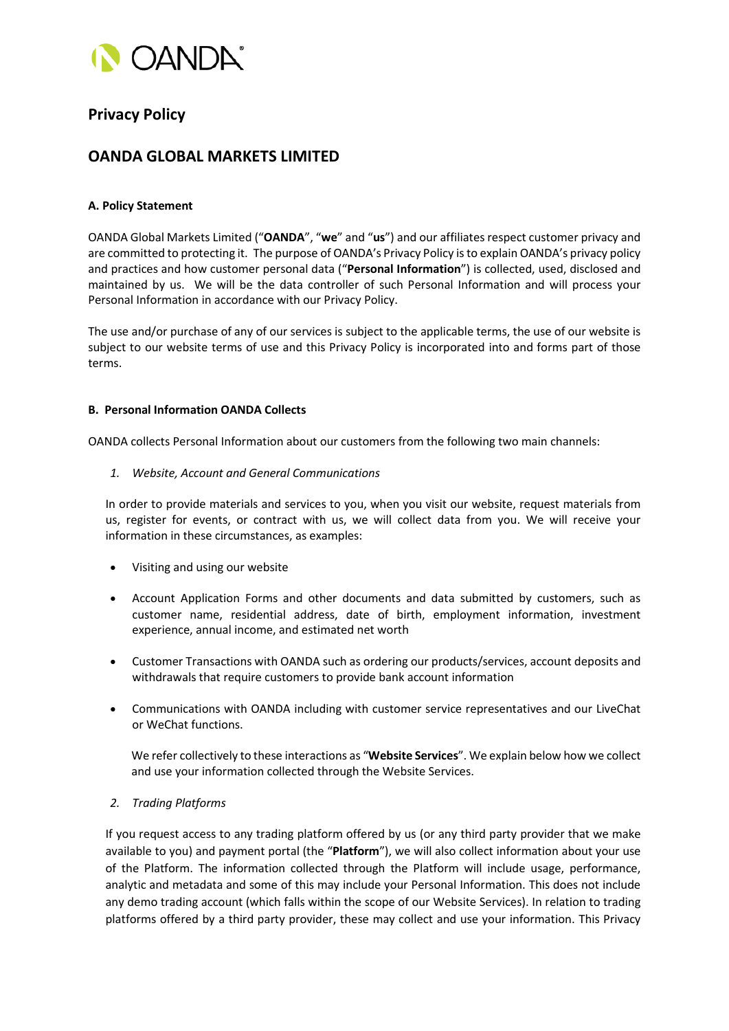OANDA

# Privacy Policy

## OANDA GLOBAL MARKETS LIMITED

### A. Policy Statement

OANDA Global Markets Limited ("**OANDA**", "**we**" and "**us**") and our affiliates respect customer privacy and are committed to protecting it. The purpose of OANDA's Privacy Policy is to explain OANDA's privacy policy and practices and how customer personal data ("**Personal Information**") is collected, used, disclosed and maintained by us. We will be the data controller of such Personal Information and will process your Personal Information in accordance with our Privacy Policy.

The use and/or purchase of any of our services is subject to the applicable terms, the use of our website is subject to our website terms of use and this Privacy Policy is incorporated into and forms part of those terms.

### B. Personal Information OANDA Collects

OANDA collects Personal Information about our customers from the following two main channels:

1. *Website, Account and General Communications*

In order to provide materials and services to you, when you visit our website, request materials from us, register for events, or contract with us, we will collect data from you. We will receive your information in these circumstances, as examples:

- Visiting and using our website
- Account Application Forms and other documents and data submitted by customers, such as customer name, residential address, date of birth, employment information, investment experience, annual income, and estimated net worth
- Customer Transactions with OANDA such as ordering our products/services, account deposits and withdrawals that require customers to provide bank account information
- Communications with OANDA including with customer service representatives and our LiveChat or WeChat functions.

We refer collectively to these interactions as "**Website Services**". We explain below how we collect and use your information collected through the Website Services.

2. *Trading Platforms*

If you request access to any trading platform offered by us (or any third party provider that we make available to you) and payment portal (the "**Platform**"), we will also collect information about your use of the Platform. The information collected through the Platform will include usage, performance, analytic and metadata and some of this may include your Personal Information. This does not include any demo trading account (which falls within the scope of our Website Services). In relation to trading platforms offered by a third party provider, these may collect and use your information. This Privacy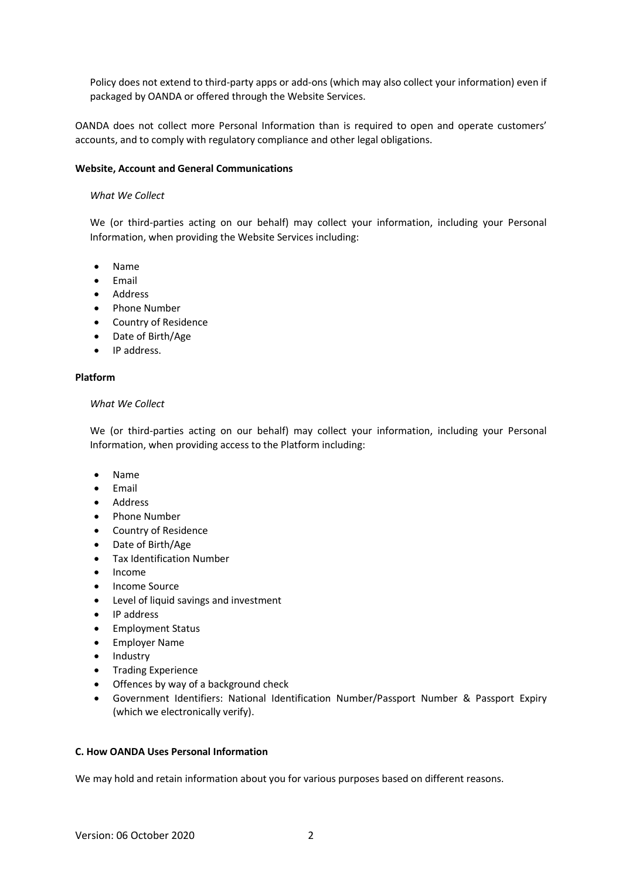Policy does not extend to third-party apps or add-ons (which may also collect your information) even if packaged by OANDA or offered through the Website Services.

OANDA does not collect more Personal Information than is required to open and operate customers' accounts, and to comply with regulatory compliance and other legal obligations.

**Website, Account and General Communications**

*What We Collect*

We (or third-parties acting on our behalf) may collect your information, including your Personal Information, when providing the Website Services including:

- Name
- Email
- Address
- Phone Number
- Country of Residence
- Date of Birth/Age
- IP address.

**Platform**

*What We Collect*

We (or third-parties acting on our behalf) may collect your information, including your Personal Information, when providing access to the Platform including:

- Name
- Email
- Address
- Phone Number
- Country of Residence
- Date of Birth/Age
- Tax Identification Number
- Income
- Income Source
- Level of liquid savings and investment
- IP address
- Employment Status
- Employer Name
- Industry
- Trading Experience
- Offences by way of a background check
- Government Identifiers: National Identification Number/Passport Number & Passport Expiry (which we electronically verify).

**C. How OANDA Uses Personal Information**

We may hold and retain information about you for various purposes based on different reasons.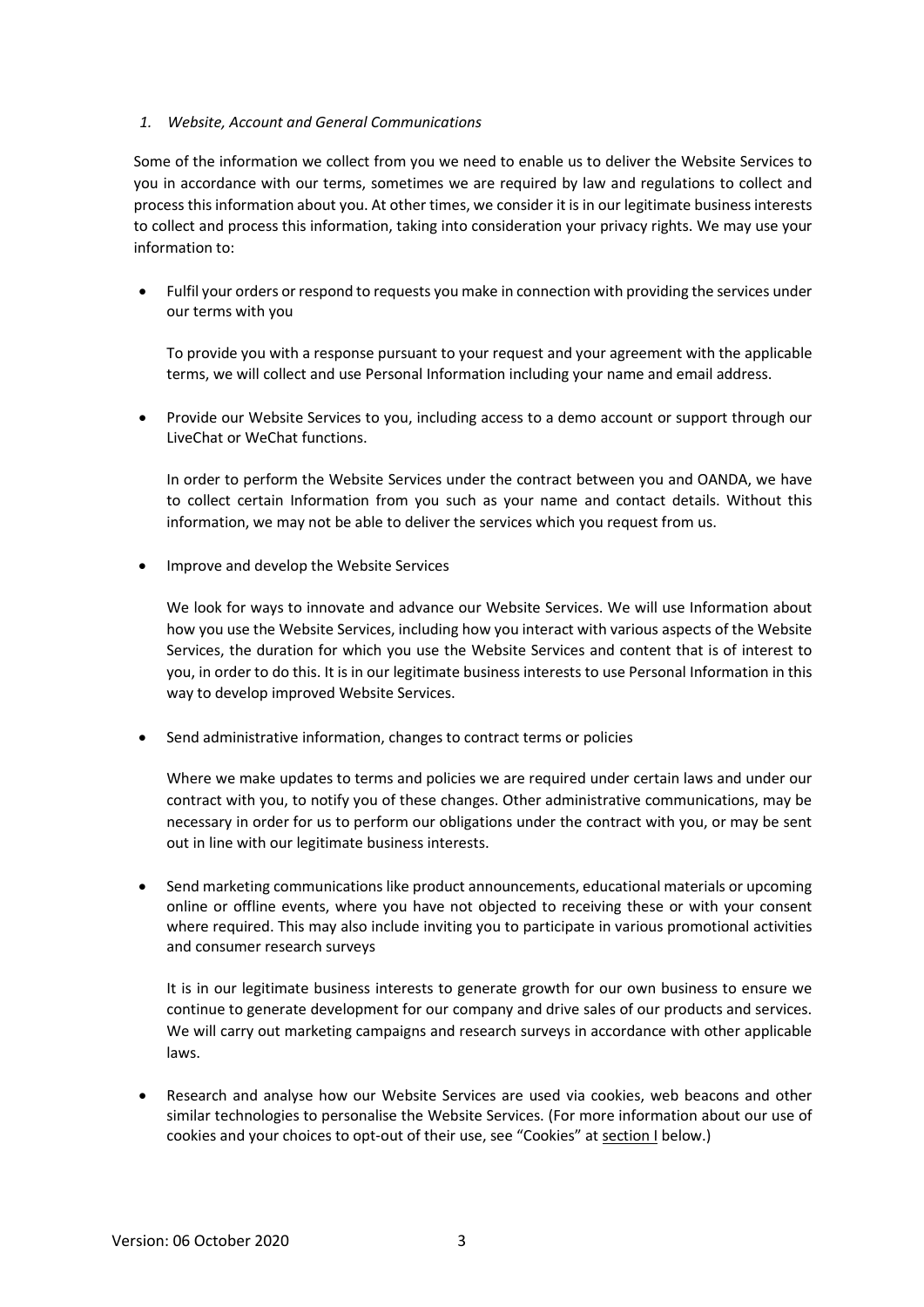*1. Website, Account and General Communications*

Some of the information we collect from you we need to enable us to deliver the Website Services to you in accordance with our terms, sometimes we are required by law and regulations to collect and process this information about you. At other times, we consider it is in our legitimate business interests to collect and process this information, taking into consideration your privacy rights. We may use your information to:

- Fulfil your orders or respond to requests you make in connection with providing the services under our terms with you

  To provide you with a response pursuant to your request and your agreement with the applicable terms, we will collect and use Personal Information including your name and email address.

- Provide our Website Services to you, including access to a demo account or support through our LiveChat or WeChat functions.

  In order to perform the Website Services under the contract between you and OANDA, we have to collect certain Information from you such as your name and contact details. Without this information, we may not be able to deliver the services which you request from us.

- Improve and develop the Website Services

  We look for ways to innovate and advance our Website Services. We will use Information about how you use the Website Services, including how you interact with various aspects of the Website Services, the duration for which you use the Website Services and content that is of interest to you, in order to do this. It is in our legitimate business interests to use Personal Information in this way to develop improved Website Services.

- Send administrative information, changes to contract terms or policies

  Where we make updates to terms and policies we are required under certain laws and under our contract with you, to notify you of these changes. Other administrative communications, may be necessary in order for us to perform our obligations under the contract with you, or may be sent out in line with our legitimate business interests.

- Send marketing communications like product announcements, educational materials or upcoming online or offline events, where you have not objected to receiving these or with your consent where required. This may also include inviting you to participate in various promotional activities and consumer research surveys

  It is in our legitimate business interests to generate growth for our own business to ensure we continue to generate development for our company and drive sales of our products and services. We will carry out marketing campaigns and research surveys in accordance with other applicable laws.

- Research and analyse how our Website Services are used via cookies, web beacons and other similar technologies to personalise the Website Services. (For more information about our use of cookies and your choices to opt-out of their use, see "Cookies" at section I below.)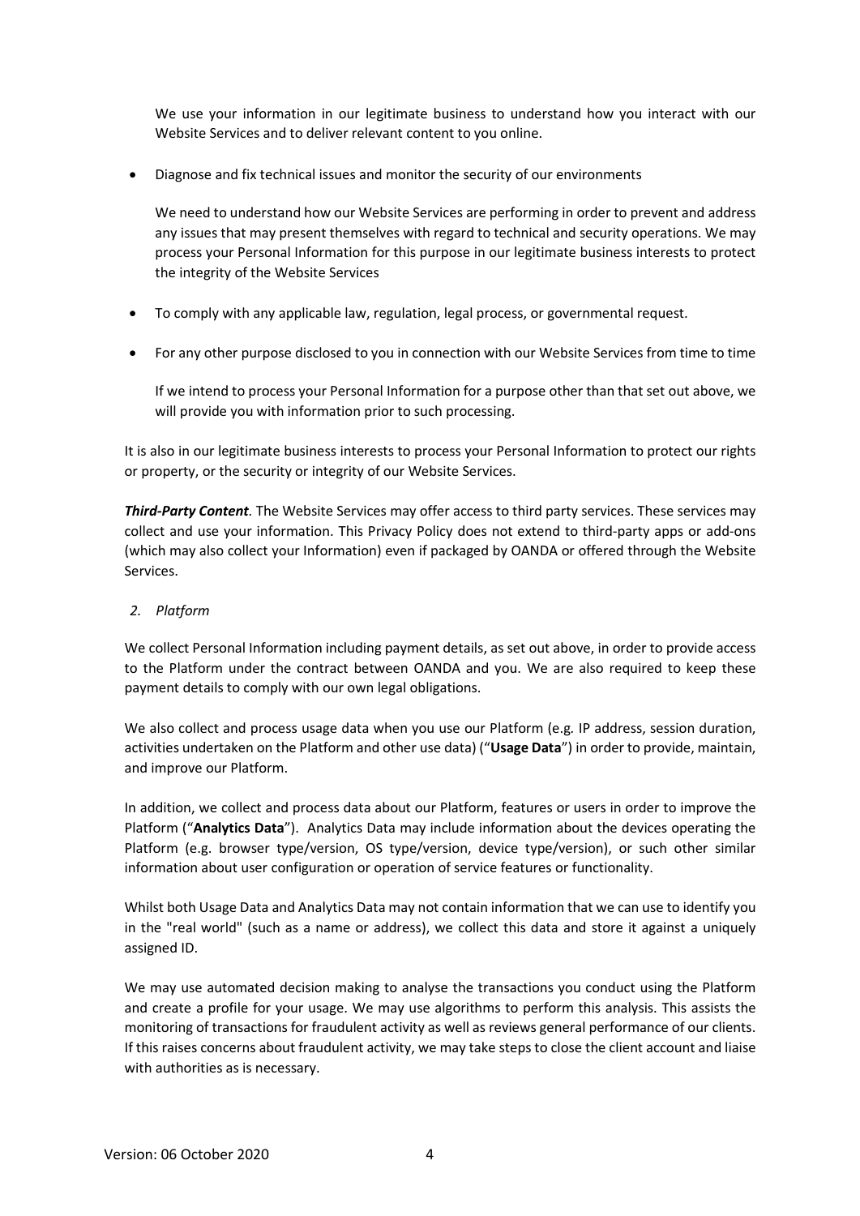We use your information in our legitimate business to understand how you interact with our Website Services and to deliver relevant content to you online.

- Diagnose and fix technical issues and monitor the security of our environments

  We need to understand how our Website Services are performing in order to prevent and address any issues that may present themselves with regard to technical and security operations. We may process your Personal Information for this purpose in our legitimate business interests to protect the integrity of the Website Services

- To comply with any applicable law, regulation, legal process, or governmental request.

- For any other purpose disclosed to you in connection with our Website Services from time to time

  If we intend to process your Personal Information for a purpose other than that set out above, we will provide you with information prior to such processing.

It is also in our legitimate business interests to process your Personal Information to protect our rights or property, or the security or integrity of our Website Services.

***Third-Party Content****.* The Website Services may offer access to third party services. These services may collect and use your information. This Privacy Policy does not extend to third-party apps or add-ons (which may also collect your Information) even if packaged by OANDA or offered through the Website Services.

*2. Platform*

We collect Personal Information including payment details, as set out above, in order to provide access to the Platform under the contract between OANDA and you. We are also required to keep these payment details to comply with our own legal obligations.

We also collect and process usage data when you use our Platform (e.g. IP address, session duration, activities undertaken on the Platform and other use data) ("**Usage Data**") in order to provide, maintain, and improve our Platform.

In addition, we collect and process data about our Platform, features or users in order to improve the Platform ("**Analytics Data**"). Analytics Data may include information about the devices operating the Platform (e.g. browser type/version, OS type/version, device type/version), or such other similar information about user configuration or operation of service features or functionality.

Whilst both Usage Data and Analytics Data may not contain information that we can use to identify you in the "real world" (such as a name or address), we collect this data and store it against a uniquely assigned ID.

We may use automated decision making to analyse the transactions you conduct using the Platform and create a profile for your usage. We may use algorithms to perform this analysis. This assists the monitoring of transactions for fraudulent activity as well as reviews general performance of our clients. If this raises concerns about fraudulent activity, we may take steps to close the client account and liaise with authorities as is necessary.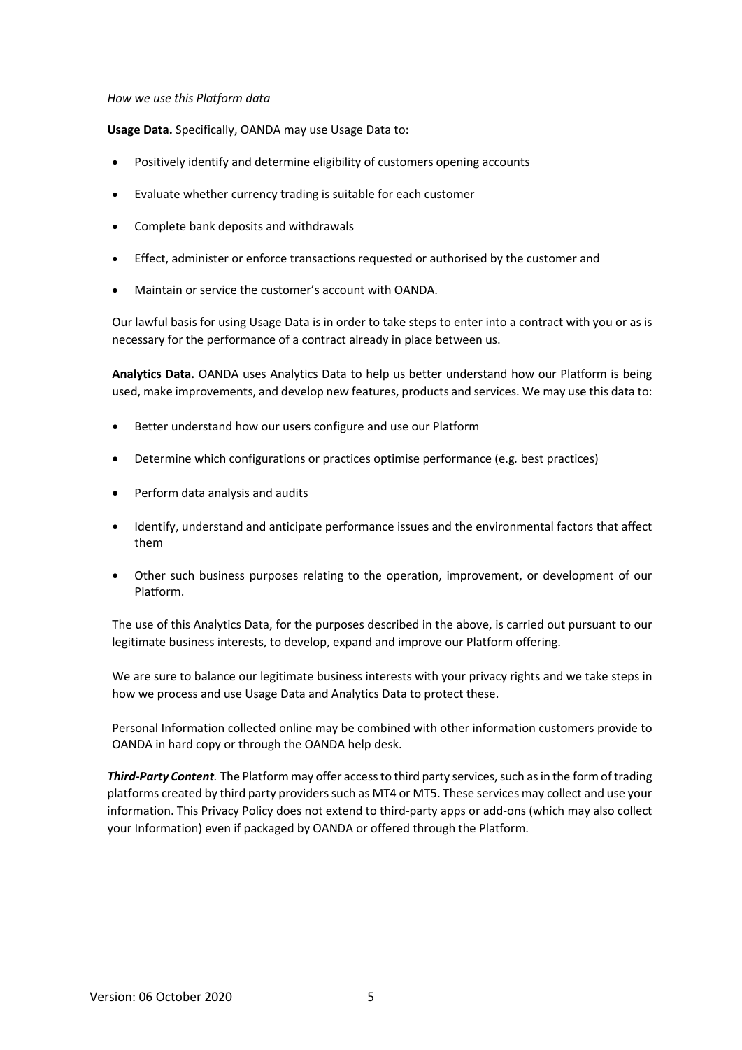*How we use this Platform data*

**Usage Data.** Specifically, OANDA may use Usage Data to:

- Positively identify and determine eligibility of customers opening accounts
- Evaluate whether currency trading is suitable for each customer
- Complete bank deposits and withdrawals
- Effect, administer or enforce transactions requested or authorised by the customer and
- Maintain or service the customer's account with OANDA.

Our lawful basis for using Usage Data is in order to take steps to enter into a contract with you or as is necessary for the performance of a contract already in place between us.

**Analytics Data.** OANDA uses Analytics Data to help us better understand how our Platform is being used, make improvements, and develop new features, products and services. We may use this data to:

- Better understand how our users configure and use our Platform
- Determine which configurations or practices optimise performance (e.g. best practices)
- Perform data analysis and audits
- Identify, understand and anticipate performance issues and the environmental factors that affect them
- Other such business purposes relating to the operation, improvement, or development of our Platform.

The use of this Analytics Data, for the purposes described in the above, is carried out pursuant to our legitimate business interests, to develop, expand and improve our Platform offering.

We are sure to balance our legitimate business interests with your privacy rights and we take steps in how we process and use Usage Data and Analytics Data to protect these.

Personal Information collected online may be combined with other information customers provide to OANDA in hard copy or through the OANDA help desk.

***Third-Party Content.*** The Platform may offer access to third party services, such as in the form of trading platforms created by third party providers such as MT4 or MT5. These services may collect and use your information. This Privacy Policy does not extend to third-party apps or add-ons (which may also collect your Information) even if packaged by OANDA or offered through the Platform.

Version: 06 October 2020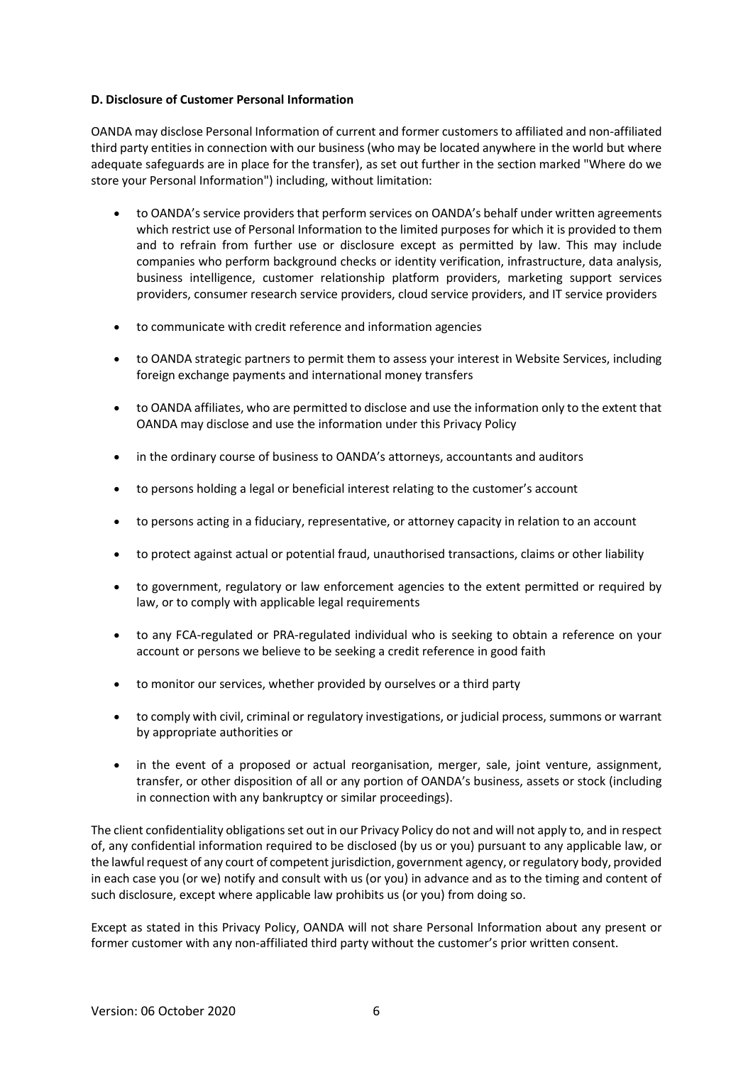**D. Disclosure of Customer Personal Information**

OANDA may disclose Personal Information of current and former customers to affiliated and non-affiliated third party entities in connection with our business (who may be located anywhere in the world but where adequate safeguards are in place for the transfer), as set out further in the section marked "Where do we store your Personal Information") including, without limitation:

- to OANDA's service providers that perform services on OANDA's behalf under written agreements which restrict use of Personal Information to the limited purposes for which it is provided to them and to refrain from further use or disclosure except as permitted by law. This may include companies who perform background checks or identity verification, infrastructure, data analysis, business intelligence, customer relationship platform providers, marketing support services providers, consumer research service providers, cloud service providers, and IT service providers
- to communicate with credit reference and information agencies
- to OANDA strategic partners to permit them to assess your interest in Website Services, including foreign exchange payments and international money transfers
- to OANDA affiliates, who are permitted to disclose and use the information only to the extent that OANDA may disclose and use the information under this Privacy Policy
- in the ordinary course of business to OANDA's attorneys, accountants and auditors
- to persons holding a legal or beneficial interest relating to the customer's account
- to persons acting in a fiduciary, representative, or attorney capacity in relation to an account
- to protect against actual or potential fraud, unauthorised transactions, claims or other liability
- to government, regulatory or law enforcement agencies to the extent permitted or required by law, or to comply with applicable legal requirements
- to any FCA-regulated or PRA-regulated individual who is seeking to obtain a reference on your account or persons we believe to be seeking a credit reference in good faith
- to monitor our services, whether provided by ourselves or a third party
- to comply with civil, criminal or regulatory investigations, or judicial process, summons or warrant by appropriate authorities or
- in the event of a proposed or actual reorganisation, merger, sale, joint venture, assignment, transfer, or other disposition of all or any portion of OANDA's business, assets or stock (including in connection with any bankruptcy or similar proceedings).

The client confidentiality obligations set out in our Privacy Policy do not and will not apply to, and in respect of, any confidential information required to be disclosed (by us or you) pursuant to any applicable law, or the lawful request of any court of competent jurisdiction, government agency, or regulatory body, provided in each case you (or we) notify and consult with us (or you) in advance and as to the timing and content of such disclosure, except where applicable law prohibits us (or you) from doing so.

Except as stated in this Privacy Policy, OANDA will not share Personal Information about any present or former customer with any non-affiliated third party without the customer's prior written consent.

Version: 06 October 2020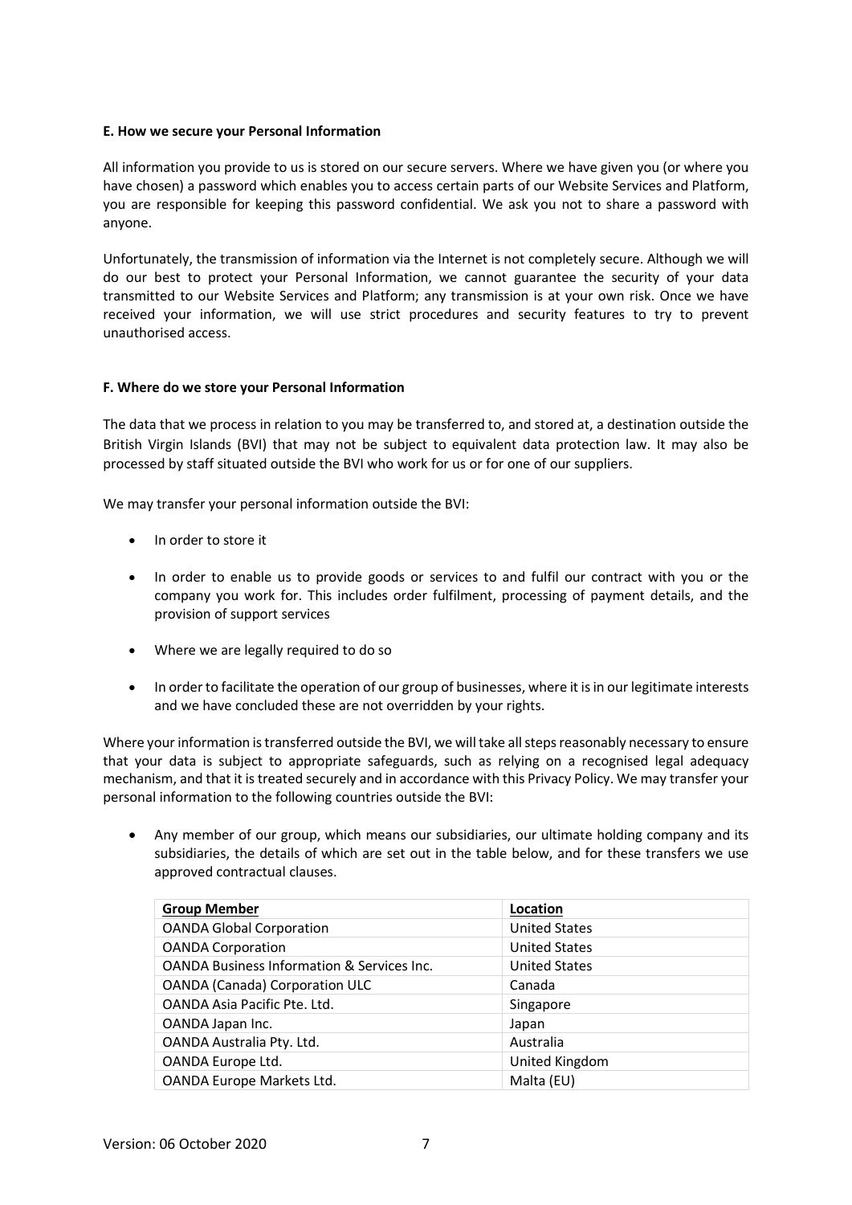**E. How we secure your Personal Information**

All information you provide to us is stored on our secure servers. Where we have given you (or where you have chosen) a password which enables you to access certain parts of our Website Services and Platform, you are responsible for keeping this password confidential. We ask you not to share a password with anyone.

Unfortunately, the transmission of information via the Internet is not completely secure. Although we will do our best to protect your Personal Information, we cannot guarantee the security of your data transmitted to our Website Services and Platform; any transmission is at your own risk. Once we have received your information, we will use strict procedures and security features to try to prevent unauthorised access.

**F. Where do we store your Personal Information**

The data that we process in relation to you may be transferred to, and stored at, a destination outside the British Virgin Islands (BVI) that may not be subject to equivalent data protection law. It may also be processed by staff situated outside the BVI who work for us or for one of our suppliers.

We may transfer your personal information outside the BVI:

- In order to store it
- In order to enable us to provide goods or services to and fulfil our contract with you or the company you work for. This includes order fulfilment, processing of payment details, and the provision of support services
- Where we are legally required to do so
- In order to facilitate the operation of our group of businesses, where it is in our legitimate interests and we have concluded these are not overridden by your rights.

Where your information is transferred outside the BVI, we will take all steps reasonably necessary to ensure that your data is subject to appropriate safeguards, such as relying on a recognised legal adequacy mechanism, and that it is treated securely and in accordance with this Privacy Policy. We may transfer your personal information to the following countries outside the BVI:

- Any member of our group, which means our subsidiaries, our ultimate holding company and its subsidiaries, the details of which are set out in the table below, and for these transfers we use approved contractual clauses.

| Group Member | Location |
|---|---|
| OANDA Global Corporation | United States |
| OANDA Corporation | United States |
| OANDA Business Information & Services Inc. | United States |
| OANDA (Canada) Corporation ULC | Canada |
| OANDA Asia Pacific Pte. Ltd. | Singapore |
| OANDA Japan Inc. | Japan |
| OANDA Australia Pty. Ltd. | Australia |
| OANDA Europe Ltd. | United Kingdom |
| OANDA Europe Markets Ltd. | Malta (EU) |

Version: 06 October 2020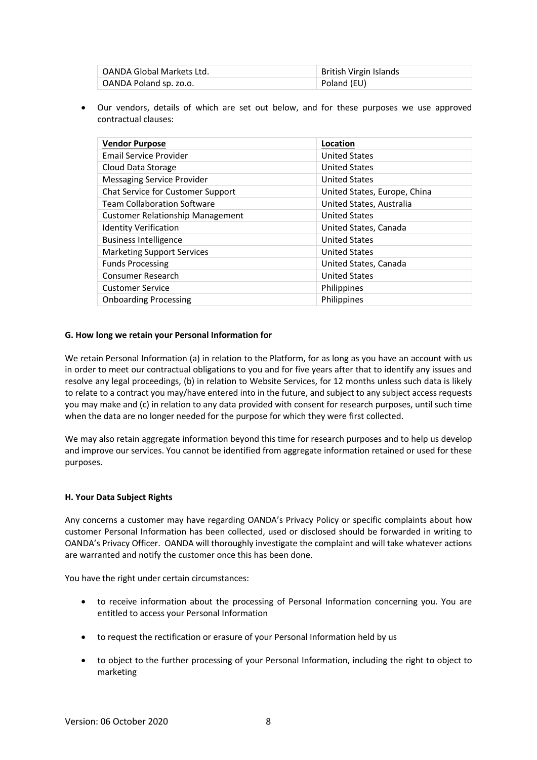| OANDA Global Markets Ltd. | British Virgin Islands |
| --- | --- |
| OANDA Poland sp. zo.o. | Poland (EU) |

- Our vendors, details of which are set out below, and for these purposes we use approved contractual clauses:

| **Vendor Purpose** | **Location** |
| --- | --- |
| Email Service Provider | United States |
| Cloud Data Storage | United States |
| Messaging Service Provider | United States |
| Chat Service for Customer Support | United States, Europe, China |
| Team Collaboration Software | United States, Australia |
| Customer Relationship Management | United States |
| Identity Verification | United States, Canada |
| Business Intelligence | United States |
| Marketing Support Services | United States |
| Funds Processing | United States, Canada |
| Consumer Research | United States |
| Customer Service | Philippines |
| Onboarding Processing | Philippines |

**G. How long we retain your Personal Information for**

We retain Personal Information (a) in relation to the Platform, for as long as you have an account with us in order to meet our contractual obligations to you and for five years after that to identify any issues and resolve any legal proceedings, (b) in relation to Website Services, for 12 months unless such data is likely to relate to a contract you may/have entered into in the future, and subject to any subject access requests you may make and (c) in relation to any data provided with consent for research purposes, until such time when the data are no longer needed for the purpose for which they were first collected.

We may also retain aggregate information beyond this time for research purposes and to help us develop and improve our services. You cannot be identified from aggregate information retained or used for these purposes.

**H. Your Data Subject Rights**

Any concerns a customer may have regarding OANDA's Privacy Policy or specific complaints about how customer Personal Information has been collected, used or disclosed should be forwarded in writing to OANDA's Privacy Officer. OANDA will thoroughly investigate the complaint and will take whatever actions are warranted and notify the customer once this has been done.

You have the right under certain circumstances:

- to receive information about the processing of Personal Information concerning you. You are entitled to access your Personal Information
- to request the rectification or erasure of your Personal Information held by us
- to object to the further processing of your Personal Information, including the right to object to marketing

Version: 06 October 2020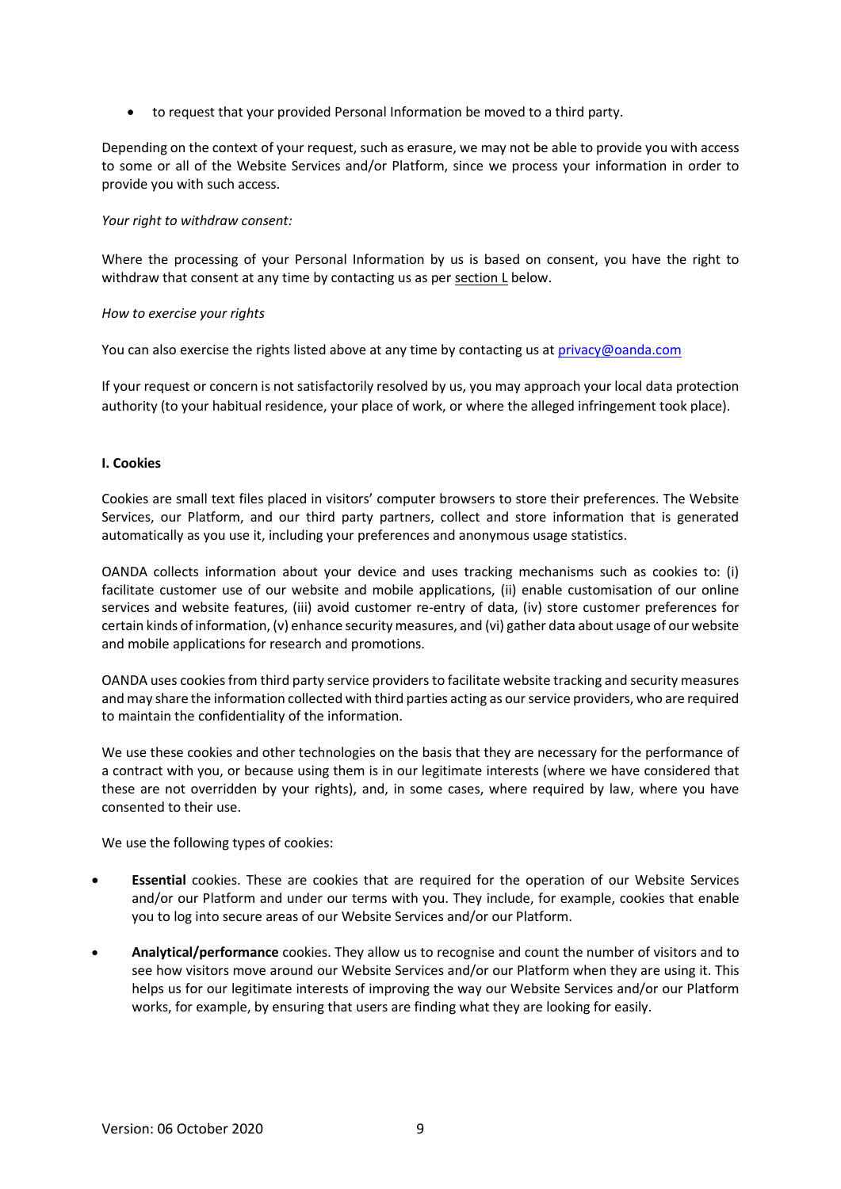- to request that your provided Personal Information be moved to a third party.

Depending on the context of your request, such as erasure, we may not be able to provide you with access to some or all of the Website Services and/or Platform, since we process your information in order to provide you with such access.

*Your right to withdraw consent:*

Where the processing of your Personal Information by us is based on consent, you have the right to withdraw that consent at any time by contacting us as per section L below.

*How to exercise your rights*

You can also exercise the rights listed above at any time by contacting us at privacy@oanda.com

If your request or concern is not satisfactorily resolved by us, you may approach your local data protection authority (to your habitual residence, your place of work, or where the alleged infringement took place).

**I. Cookies**

Cookies are small text files placed in visitors' computer browsers to store their preferences. The Website Services, our Platform, and our third party partners, collect and store information that is generated automatically as you use it, including your preferences and anonymous usage statistics.

OANDA collects information about your device and uses tracking mechanisms such as cookies to: (i) facilitate customer use of our website and mobile applications, (ii) enable customisation of our online services and website features, (iii) avoid customer re-entry of data, (iv) store customer preferences for certain kinds of information, (v) enhance security measures, and (vi) gather data about usage of our website and mobile applications for research and promotions.

OANDA uses cookies from third party service providers to facilitate website tracking and security measures and may share the information collected with third parties acting as our service providers, who are required to maintain the confidentiality of the information.

We use these cookies and other technologies on the basis that they are necessary for the performance of a contract with you, or because using them is in our legitimate interests (where we have considered that these are not overridden by your rights), and, in some cases, where required by law, where you have consented to their use.

We use the following types of cookies:

- **Essential** cookies. These are cookies that are required for the operation of our Website Services and/or our Platform and under our terms with you. They include, for example, cookies that enable you to log into secure areas of our Website Services and/or our Platform.
- **Analytical/performance** cookies. They allow us to recognise and count the number of visitors and to see how visitors move around our Website Services and/or our Platform when they are using it. This helps us for our legitimate interests of improving the way our Website Services and/or our Platform works, for example, by ensuring that users are finding what they are looking for easily.

Version: 06 October 2020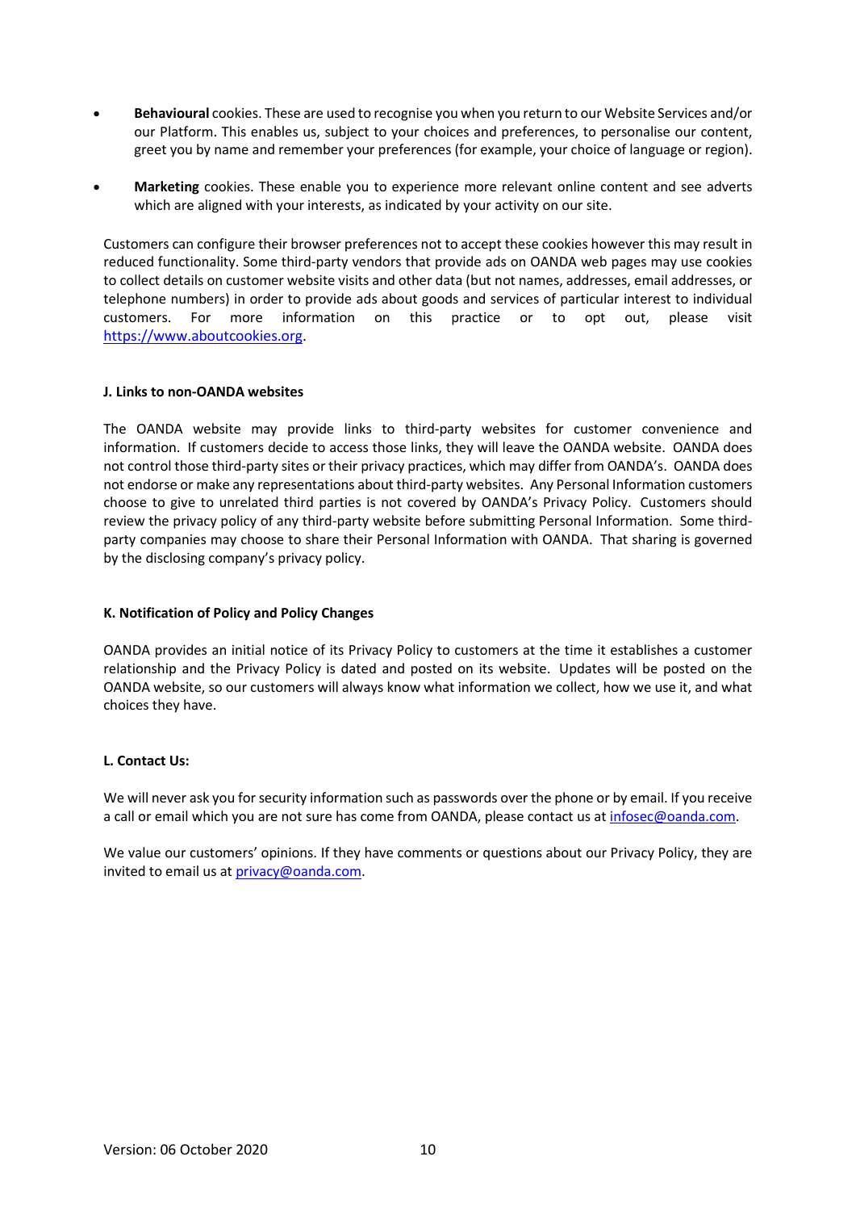- **Behavioural** cookies. These are used to recognise you when you return to our Website Services and/or our Platform. This enables us, subject to your choices and preferences, to personalise our content, greet you by name and remember your preferences (for example, your choice of language or region).
- **Marketing** cookies. These enable you to experience more relevant online content and see adverts which are aligned with your interests, as indicated by your activity on our site.

Customers can configure their browser preferences not to accept these cookies however this may result in reduced functionality. Some third-party vendors that provide ads on OANDA web pages may use cookies to collect details on customer website visits and other data (but not names, addresses, email addresses, or telephone numbers) in order to provide ads about goods and services of particular interest to individual customers. For more information on this practice or to opt out, please visit [https://www.aboutcookies.org](https://www.aboutcookies.org).

#### J. Links to non-OANDA websites

The OANDA website may provide links to third-party websites for customer convenience and information. If customers decide to access those links, they will leave the OANDA website. OANDA does not control those third-party sites or their privacy practices, which may differ from OANDA's. OANDA does not endorse or make any representations about third-party websites. Any Personal Information customers choose to give to unrelated third parties is not covered by OANDA's Privacy Policy. Customers should review the privacy policy of any third-party website before submitting Personal Information. Some third-party companies may choose to share their Personal Information with OANDA. That sharing is governed by the disclosing company's privacy policy.

#### K. Notification of Policy and Policy Changes

OANDA provides an initial notice of its Privacy Policy to customers at the time it establishes a customer relationship and the Privacy Policy is dated and posted on its website. Updates will be posted on the OANDA website, so our customers will always know what information we collect, how we use it, and what choices they have.

#### L. Contact Us:

We will never ask you for security information such as passwords over the phone or by email. If you receive a call or email which you are not sure has come from OANDA, please contact us at [infosec@oanda.com](mailto:infosec@oanda.com).

We value our customers' opinions. If they have comments or questions about our Privacy Policy, they are invited to email us at [privacy@oanda.com](mailto:privacy@oanda.com).

Version: 06 October 2020